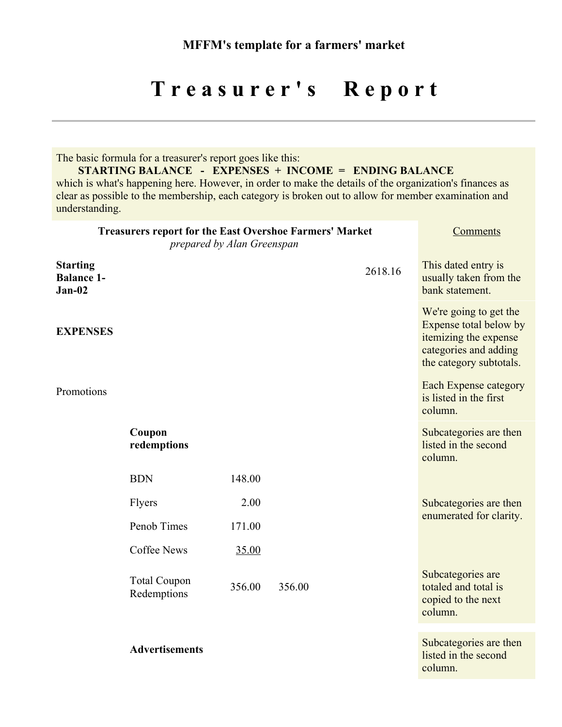**MFFM's template for a farmers' market**

# Treasurer's Report

---

The basic formula for a treasurer's report goes like this:

**STARTING BALANCE - EXPENSES + INCOME = ENDING BALANCE**

which is what's happening here. However, in order to make the details of the organization's finances as clear as possible to the membership, each category is broken out to allow for member examination and understanding.

| **Treasurers report for the East Overshoe Farmers' Market** *prepared by Alan Greenspan* | | | | | Comments |
|---|---|---|---|---|---|
| **Starting Balance 1-Jan-02** | | | | 2618.16 | This dated entry is usually taken from the bank statement. |
| **EXPENSES** | | | | | We're going to get the Expense total below by itemizing the expense categories and adding the category subtotals. |
| Promotions | | | | | Each Expense category is listed in the first column. |
| | **Coupon redemptions** | | | | Subcategories are then listed in the second column. |
| | BDN | 148.00 | | | |
| | Flyers | 2.00 | | | Subcategories are then enumerated for clarity. |
| | Penob Times | 171.00 | | | |
| | Coffee News | 35.00 | | | |
| | Total Coupon Redemptions | 356.00 | 356.00 | | Subcategories are totaled and total is copied to the next column. |
| | **Advertisements** | | | | Subcategories are then listed in the second column. |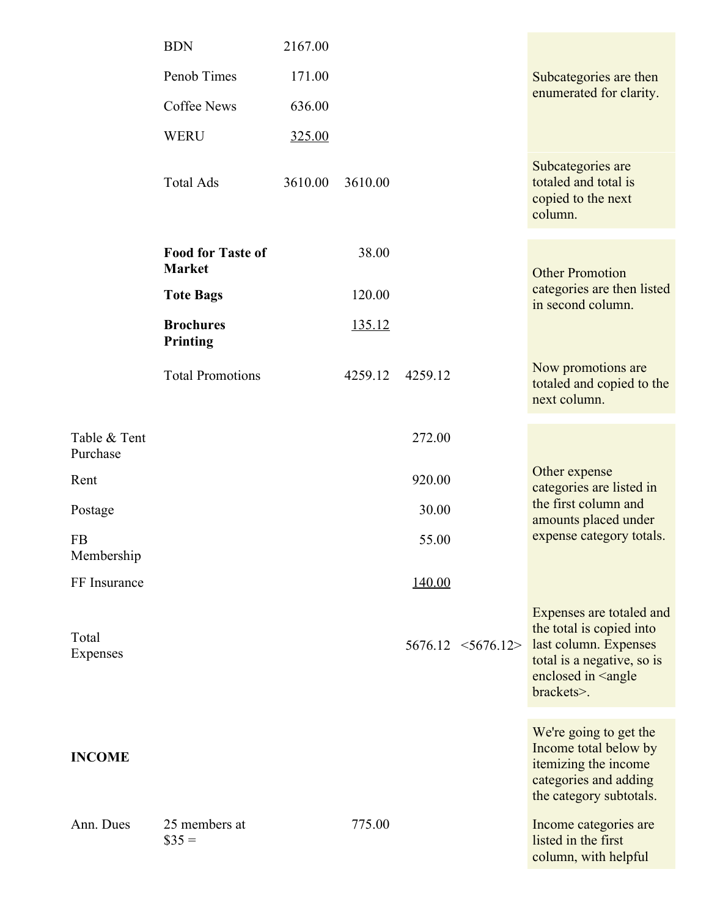| | | | | | | |
|---|---|---|---|---|---|---|
| | BDN | 2167.00 | | | | Subcategories are then enumerated for clarity. |
| | Penob Times | 171.00 | | | | |
| | Coffee News | 636.00 | | | | |
| | WERU | 325.00 | | | | |
| | Total Ads | 3610.00 | 3610.00 | | | Subcategories are totaled and total is copied to the next column. |
| | **Food for Taste of Market** | | 38.00 | | | Other Promotion categories are then listed in second column. |
| | **Tote Bags** | | 120.00 | | | |
| | **Brochures Printing** | | 135.12 | | | |
| | Total Promotions | | 4259.12 | 4259.12 | | Now promotions are totaled and copied to the next column. |
| Table & Tent Purchase | | | | 272.00 | | Other expense categories are listed in the first column and amounts placed under expense category totals. |
| Rent | | | | 920.00 | | |
| Postage | | | | 30.00 | | |
| FB Membership | | | | 55.00 | | |
| FF Insurance | | | | 140.00 | | |
| Total Expenses | | | | 5676.12 | <5676.12> | Expenses are totaled and the total is copied into last column. Expenses total is a negative, so is enclosed in <angle brackets>. |
| **INCOME** | | | | | | We're going to get the Income total below by itemizing the income categories and adding the category subtotals. |
| Ann. Dues | 25 members at $35 = | | 775.00 | | | Income categories are listed in the first column, with helpful |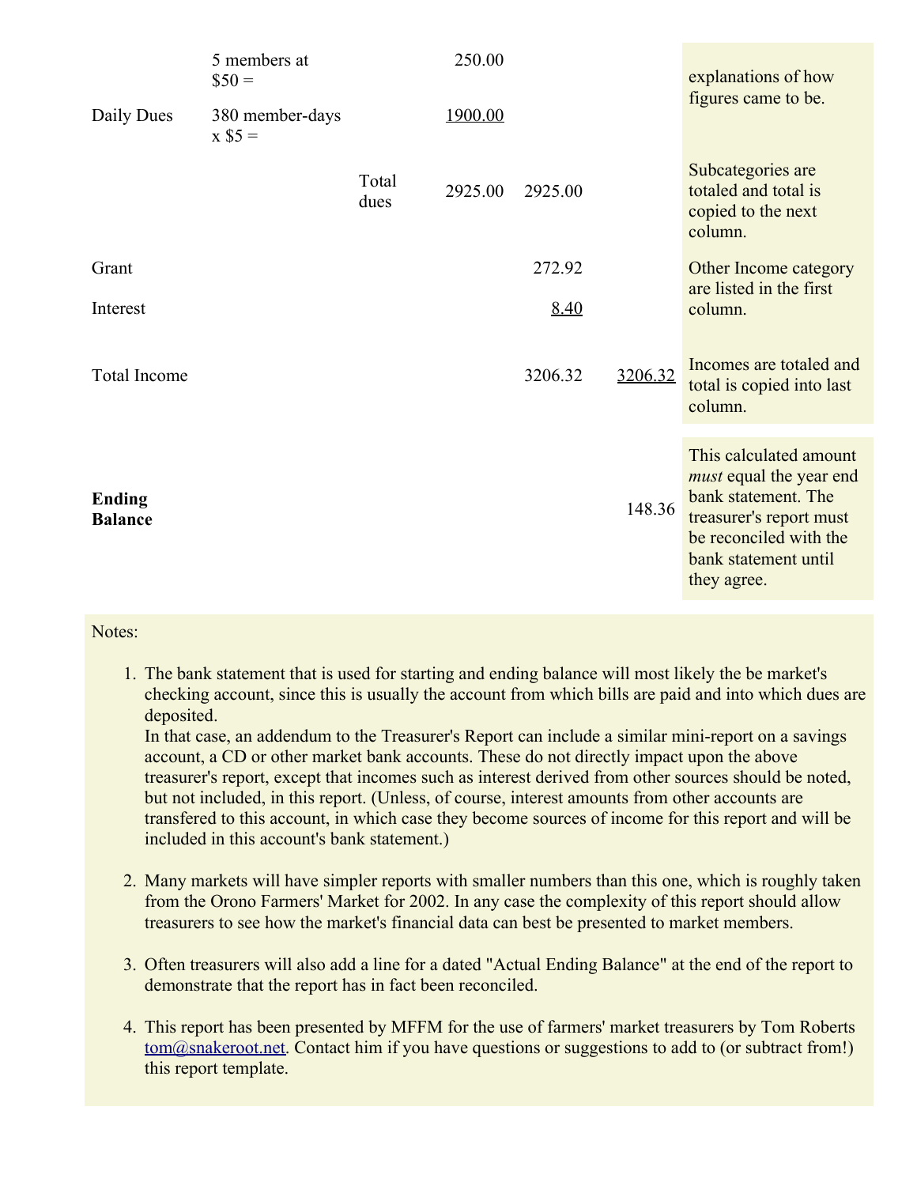| | | | | | | |
|---|---|---|---|---|---|---|
| | 5 members at $50 = | | 250.00 | | | explanations of how figures came to be. |
| Daily Dues | 380 member-days x $5 = | | 1900.00 | | | |
| | | Total dues | 2925.00 | 2925.00 | | Subcategories are totaled and total is copied to the next column. |
| Grant | | | | 272.92 | | Other Income category are listed in the first column. |
| Interest | | | | 8.40 | | |
| Total Income | | | | 3206.32 | 3206.32 | Incomes are totaled and total is copied into last column. |
| **Ending Balance** | | | | | 148.36 | This calculated amount *must* equal the year end bank statement. The treasurer's report must be reconciled with the bank statement until they agree. |

Notes:

1. The bank statement that is used for starting and ending balance will most likely the be market's checking account, since this is usually the account from which bills are paid and into which dues are deposited.
   In that case, an addendum to the Treasurer's Report can include a similar mini-report on a savings account, a CD or other market bank accounts. These do not directly impact upon the above treasurer's report, except that incomes such as interest derived from other sources should be noted, but not included, in this report. (Unless, of course, interest amounts from other accounts are transfered to this account, in which case they become sources of income for this report and will be included in this account's bank statement.)

2. Many markets will have simpler reports with smaller numbers than this one, which is roughly taken from the Orono Farmers' Market for 2002. In any case the complexity of this report should allow treasurers to see how the market's financial data can best be presented to market members.

3. Often treasurers will also add a line for a dated "Actual Ending Balance" at the end of the report to demonstrate that the report has in fact been reconciled.

4. This report has been presented by MFFM for the use of farmers' market treasurers by Tom Roberts tom@snakeroot.net. Contact him if you have questions or suggestions to add to (or subtract from!) this report template.